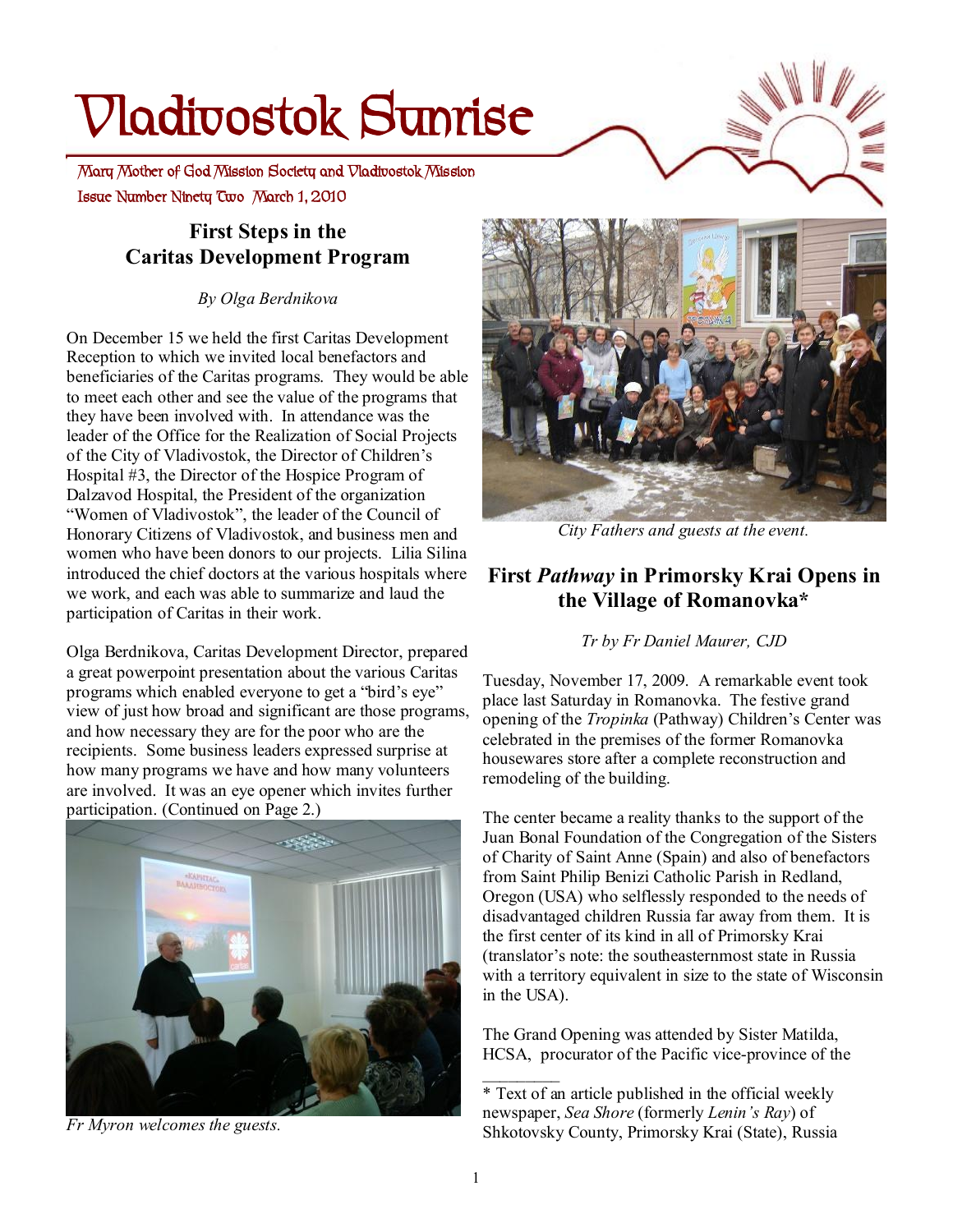# Vladivostok Sunrise

Mary Mother of God Mission Society and Vladivostok Mission

Issue Number Ninety Two March 1, 2010

## First Steps in the Caritas Development Program

*By Olga Berdnikova*

On December 15 we held the first Caritas Development Reception to which we invited local benefactors and beneficiaries of the Caritas programs. They would be able to meet each other and see the value of the programs that they have been involved with. In attendance was the leader of the Office for the Realization of Social Projects of the City of Vladivostok, the Director of Children's Hospital #3, the Director of the Hospice Program of Dalzavod Hospital, the President of the organization "Women of Vladivostok", the leader of the Council of Honorary Citizens of Vladivostok, and business men and women who have been donors to our projects. Lilia Silina introduced the chief doctors at the various hospitals where we work, and each was able to summarize and laud the participation of Caritas in their work.

Olga Berdnikova, Caritas Development Director, prepared a great powerpoint presentation about the various Caritas programs which enabled everyone to get a "bird's eye" view of just how broad and significant are those programs, and how necessary they are for the poor who are the recipients. Some business leaders expressed surprise at how many programs we have and how many volunteers are involved. It was an eye opener which invites further participation. (Continued on Page 2.)

*Fr Myron welcomes the guests.*

*City Fathers and guests at the event.*

## First *Pathway* in Primorsky Krai Opens in the Village of Romanovka*

*Tr by Fr Daniel Maurer, CJD*

Tuesday, November 17, 2009. A remarkable event took place last Saturday in Romanovka. The festive grand opening of the *Tropinka* (Pathway) Children's Center was celebrated in the premises of the former Romanovka housewares store after a complete reconstruction and remodeling of the building.

The center became a reality thanks to the support of the Juan Bonal Foundation of the Congregation of the Sisters of Charity of Saint Anne (Spain) and also of benefactors from Saint Philip Benizi Catholic Parish in Redland, Oregon (USA) who selflessly responded to the needs of disadvantaged children Russia far away from them. It is the first center of its kind in all of Primorsky Krai (translator's note: the southeasternmost state in Russia with a territory equivalent in size to the state of Wisconsin in the USA).

The Grand Opening was attended by Sister Matilda, HCSA, procurator of the Pacific vice-province of the

---

\* Text of an article published in the official weekly newspaper, *Sea Shore* (formerly *Lenin's Ray*) of Shkotovsky County, Primorsky Krai (State), Russia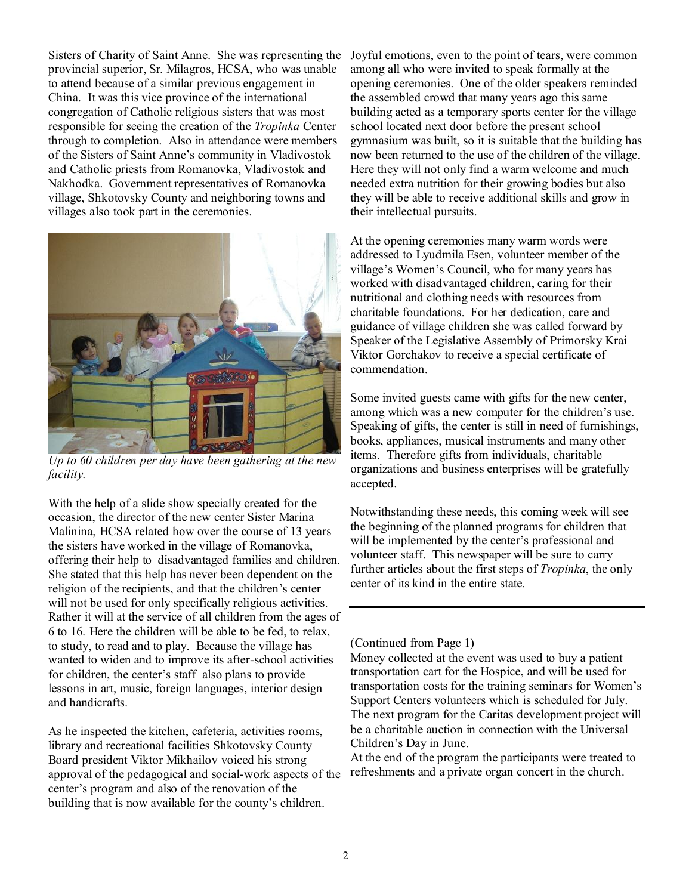Sisters of Charity of Saint Anne. She was representing the provincial superior, Sr. Milagros, HCSA, who was unable to attend because of a similar previous engagement in China. It was this vice province of the international congregation of Catholic religious sisters that was most responsible for seeing the creation of the *Tropinka* Center through to completion. Also in attendance were members of the Sisters of Saint Anne's community in Vladivostok and Catholic priests from Romanovka, Vladivostok and Nakhodka. Government representatives of Romanovka village, Shkotovsky County and neighboring towns and villages also took part in the ceremonies.

*Up to 60 children per day have been gathering at the new facility.*

With the help of a slide show specially created for the occasion, the director of the new center Sister Marina Malinina, HCSA related how over the course of 13 years the sisters have worked in the village of Romanovka, offering their help to disadvantaged families and children. She stated that this help has never been dependent on the religion of the recipients, and that the children's center will not be used for only specifically religious activities. Rather it will at the service of all children from the ages of 6 to 16. Here the children will be able to be fed, to relax, to study, to read and to play. Because the village has wanted to widen and to improve its after-school activities for children, the center's staff also plans to provide lessons in art, music, foreign languages, interior design and handicrafts.

As he inspected the kitchen, cafeteria, activities rooms, library and recreational facilities Shkotovsky County Board president Viktor Mikhailov voiced his strong approval of the pedagogical and social-work aspects of the center's program and also of the renovation of the building that is now available for the county's children.

Joyful emotions, even to the point of tears, were common among all who were invited to speak formally at the opening ceremonies. One of the older speakers reminded the assembled crowd that many years ago this same building acted as a temporary sports center for the village school located next door before the present school gymnasium was built, so it is suitable that the building has now been returned to the use of the children of the village. Here they will not only find a warm welcome and much needed extra nutrition for their growing bodies but also they will be able to receive additional skills and grow in their intellectual pursuits.

At the opening ceremonies many warm words were addressed to Lyudmila Esen, volunteer member of the village's Women's Council, who for many years has worked with disadvantaged children, caring for their nutritional and clothing needs with resources from charitable foundations. For her dedication, care and guidance of village children she was called forward by Speaker of the Legislative Assembly of Primorsky Krai Viktor Gorchakov to receive a special certificate of commendation.

Some invited guests came with gifts for the new center, among which was a new computer for the children's use. Speaking of gifts, the center is still in need of furnishings, books, appliances, musical instruments and many other items. Therefore gifts from individuals, charitable organizations and business enterprises will be gratefully accepted.

Notwithstanding these needs, this coming week will see the beginning of the planned programs for children that will be implemented by the center's professional and volunteer staff. This newspaper will be sure to carry further articles about the first steps of *Tropinka*, the only center of its kind in the entire state.

---

(Continued from Page 1)
Money collected at the event was used to buy a patient transportation cart for the Hospice, and will be used for transportation costs for the training seminars for Women's Support Centers volunteers which is scheduled for July. The next program for the Caritas development project will be a charitable auction in connection with the Universal Children's Day in June.
At the end of the program the participants were treated to refreshments and a private organ concert in the church.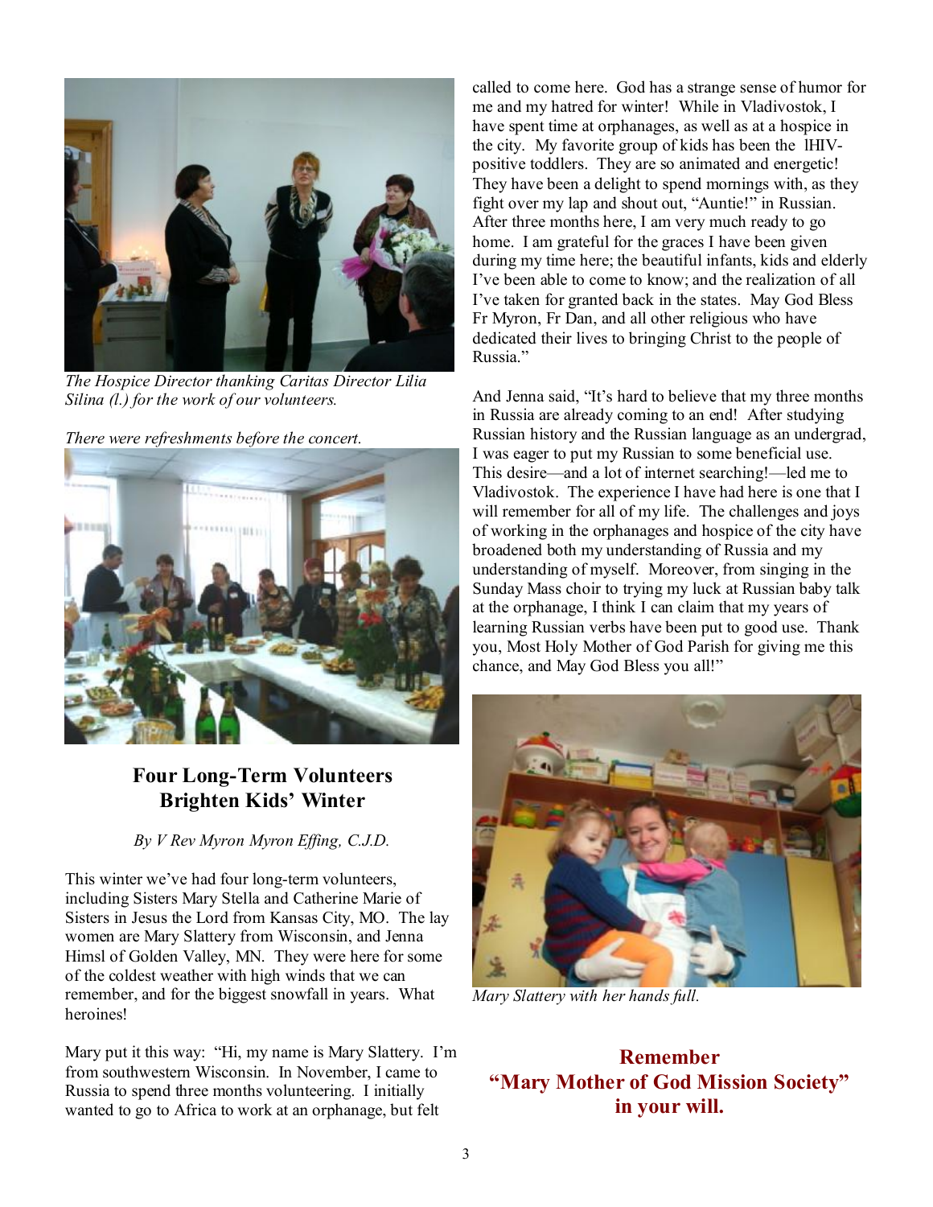*The Hospice Director thanking Caritas Director Lilia Silina (l.) for the work of our volunteers.*

*There were refreshments before the concert.*

## Four Long-Term Volunteers Brighten Kids' Winter

*By V Rev Myron Myron Effing, C.J.D.*

This winter we've had four long-term volunteers, including Sisters Mary Stella and Catherine Marie of Sisters in Jesus the Lord from Kansas City, MO. The lay women are Mary Slattery from Wisconsin, and Jenna Himsl of Golden Valley, MN. They were here for some of the coldest weather with high winds that we can remember, and for the biggest snowfall in years. What heroines!

Mary put it this way: "Hi, my name is Mary Slattery. I'm from southwestern Wisconsin. In November, I came to Russia to spend three months volunteering. I initially wanted to go to Africa to work at an orphanage, but felt called to come here. God has a strange sense of humor for me and my hatred for winter! While in Vladivostok, I have spent time at orphanages, as well as at a hospice in the city. My favorite group of kids has been the lHIV-positive toddlers. They are so animated and energetic! They have been a delight to spend mornings with, as they fight over my lap and shout out, "Auntie!" in Russian. After three months here, I am very much ready to go home. I am grateful for the graces I have been given during my time here; the beautiful infants, kids and elderly I've been able to come to know; and the realization of all I've taken for granted back in the states. May God Bless Fr Myron, Fr Dan, and all other religious who have dedicated their lives to bringing Christ to the people of Russia."

And Jenna said, "It's hard to believe that my three months in Russia are already coming to an end! After studying Russian history and the Russian language as an undergrad, I was eager to put my Russian to some beneficial use. This desire—and a lot of internet searching!—led me to Vladivostok. The experience I have had here is one that I will remember for all of my life. The challenges and joys of working in the orphanages and hospice of the city have broadened both my understanding of Russia and my understanding of myself. Moreover, from singing in the Sunday Mass choir to trying my luck at Russian baby talk at the orphanage, I think I can claim that my years of learning Russian verbs have been put to good use. Thank you, Most Holy Mother of God Parish for giving me this chance, and May God Bless you all!"

*Mary Slattery with her hands full.*

**Remember "Mary Mother of God Mission Society" in your will.**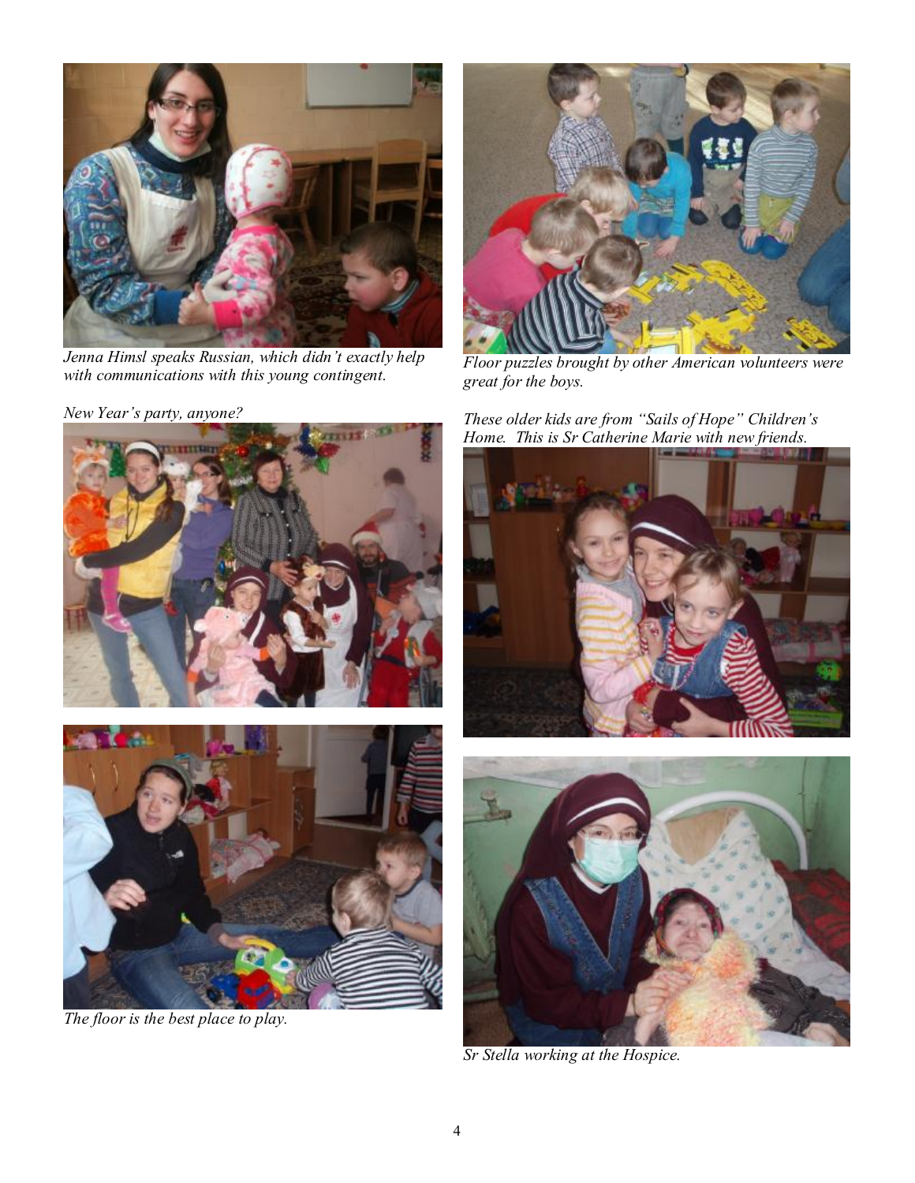*Jenna Himsl speaks Russian, which didn't exactly help with communications with this young contingent.*

*Floor puzzles brought by other American volunteers were great for the boys.*

*New Year's party, anyone?*

*These older kids are from "Sails of Hope" Children's Home. This is Sr Catherine Marie with new friends.*

*The floor is the best place to play.*

*Sr Stella working at the Hospice.*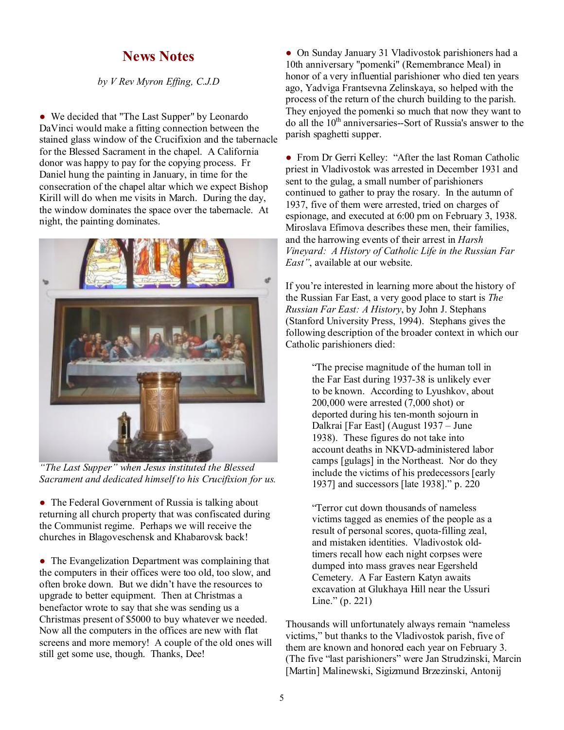## News Notes

*by V Rev Myron Effing, C.J.D*

- We decided that "The Last Supper" by Leonardo DaVinci would make a fitting connection between the stained glass window of the Crucifixion and the tabernacle for the Blessed Sacrament in the chapel. A California donor was happy to pay for the copying process. Fr Daniel hung the painting in January, in time for the consecration of the chapel altar which we expect Bishop Kirill will do when me visits in March. During the day, the window dominates the space over the tabernacle. At night, the painting dominates.

*"The Last Supper" when Jesus instituted the Blessed Sacrament and dedicated himself to his Crucifixion for us.*

- The Federal Government of Russia is talking about returning all church property that was confiscated during the Communist regime. Perhaps we will receive the churches in Blagoveschensk and Khabarovsk back!

- The Evangelization Department was complaining that the computers in their offices were too old, too slow, and often broke down. But we didn't have the resources to upgrade to better equipment. Then at Christmas a benefactor wrote to say that she was sending us a Christmas present of $5000 to buy whatever we needed. Now all the computers in the offices are new with flat screens and more memory! A couple of the old ones will still get some use, though. Thanks, Dee!

- On Sunday January 31 Vladivostok parishioners had a 10th anniversary "pomenki" (Remembrance Meal) in honor of a very influential parishioner who died ten years ago, Yadviga Frantsevna Zelinskaya, so helped with the process of the return of the church building to the parish. They enjoyed the pomenki so much that now they want to do all the 10th anniversaries--Sort of Russia's answer to the parish spaghetti supper.

- From Dr Gerri Kelley: "After the last Roman Catholic priest in Vladivostok was arrested in December 1931 and sent to the gulag, a small number of parishioners continued to gather to pray the rosary. In the autumn of 1937, five of them were arrested, tried on charges of espionage, and executed at 6:00 pm on February 3, 1938. Miroslava Efimova describes these men, their families, and the harrowing events of their arrest in *Harsh Vineyard: A History of Catholic Life in the Russian Far East"*, available at our website.

If you're interested in learning more about the history of the Russian Far East, a very good place to start is *The Russian Far East: A History*, by John J. Stephans (Stanford University Press, 1994). Stephans gives the following description of the broader context in which our Catholic parishioners died:

> "The precise magnitude of the human toll in the Far East during 1937-38 is unlikely ever to be known. According to Lyushkov, about 200,000 were arrested (7,000 shot) or deported during his ten-month sojourn in Dalkrai [Far East] (August 1937 – June 1938). These figures do not take into account deaths in NKVD-administered labor camps [gulags] in the Northeast. Nor do they include the victims of his predecessors [early 1937] and successors [late 1938]." p. 220

> "Terror cut down thousands of nameless victims tagged as enemies of the people as a result of personal scores, quota-filling zeal, and mistaken identities. Vladivostok old-timers recall how each night corpses were dumped into mass graves near Egersheld Cemetery. A Far Eastern Katyn awaits excavation at Glukhaya Hill near the Ussuri Line." (p. 221)

Thousands will unfortunately always remain "nameless victims," but thanks to the Vladivostok parish, five of them are known and honored each year on February 3. (The five "last parishioners" were Jan Strudzinski, Marcin [Martin] Malinewski, Sigizmund Brzezinski, Antonij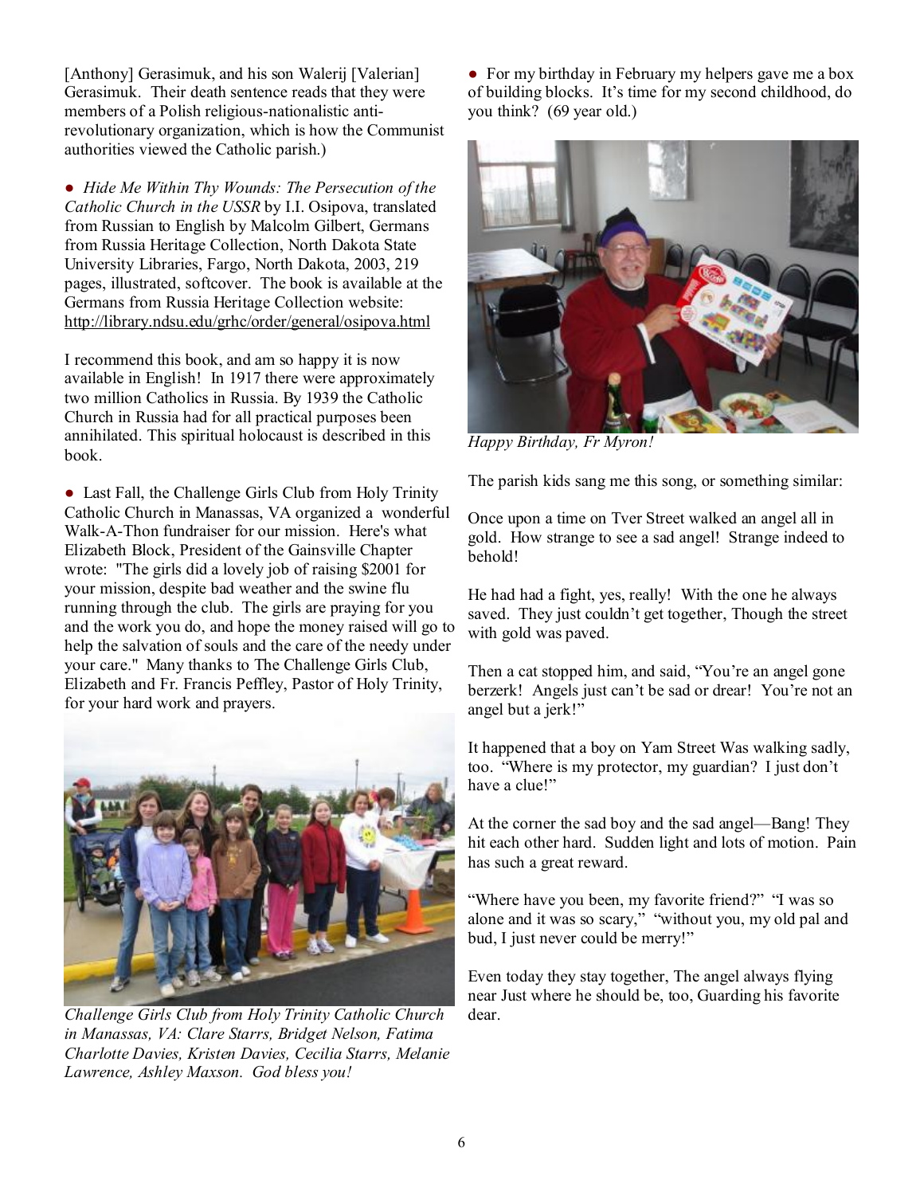[Anthony] Gerasimuk, and his son Walerij [Valerian] Gerasimuk. Their death sentence reads that they were members of a Polish religious-nationalistic anti-revolutionary organization, which is how the Communist authorities viewed the Catholic parish.)

● *Hide Me Within Thy Wounds: The Persecution of the Catholic Church in the USSR* by I.I. Osipova, translated from Russian to English by Malcolm Gilbert, Germans from Russia Heritage Collection, North Dakota State University Libraries, Fargo, North Dakota, 2003, 219 pages, illustrated, softcover. The book is available at the Germans from Russia Heritage Collection website: http://library.ndsu.edu/grhc/order/general/osipova.html

I recommend this book, and am so happy it is now available in English! In 1917 there were approximately two million Catholics in Russia. By 1939 the Catholic Church in Russia had for all practical purposes been annihilated. This spiritual holocaust is described in this book.

● Last Fall, the Challenge Girls Club from Holy Trinity Catholic Church in Manassas, VA organized a wonderful Walk-A-Thon fundraiser for our mission. Here's what Elizabeth Block, President of the Gainsville Chapter wrote: "The girls did a lovely job of raising $2001 for your mission, despite bad weather and the swine flu running through the club. The girls are praying for you and the work you do, and hope the money raised will go to help the salvation of souls and the care of the needy under your care." Many thanks to The Challenge Girls Club, Elizabeth and Fr. Francis Peffley, Pastor of Holy Trinity, for your hard work and prayers.

*Challenge Girls Club from Holy Trinity Catholic Church in Manassas, VA: Clare Starrs, Bridget Nelson, Fatima Charlotte Davies, Kristen Davies, Cecilia Starrs, Melanie Lawrence, Ashley Maxson. God bless you!*

● For my birthday in February my helpers gave me a box of building blocks. It's time for my second childhood, do you think? (69 year old.)

*Happy Birthday, Fr Myron!*

The parish kids sang me this song, or something similar:

Once upon a time on Tver Street walked an angel all in gold. How strange to see a sad angel! Strange indeed to behold!

He had had a fight, yes, really! With the one he always saved. They just couldn't get together, Though the street with gold was paved.

Then a cat stopped him, and said, "You're an angel gone berzerk! Angels just can't be sad or drear! You're not an angel but a jerk!"

It happened that a boy on Yam Street Was walking sadly, too. "Where is my protector, my guardian? I just don't have a clue!"

At the corner the sad boy and the sad angel—Bang! They hit each other hard. Sudden light and lots of motion. Pain has such a great reward.

"Where have you been, my favorite friend?" "I was so alone and it was so scary," "without you, my old pal and bud, I just never could be merry!"

Even today they stay together, The angel always flying near Just where he should be, too, Guarding his favorite dear.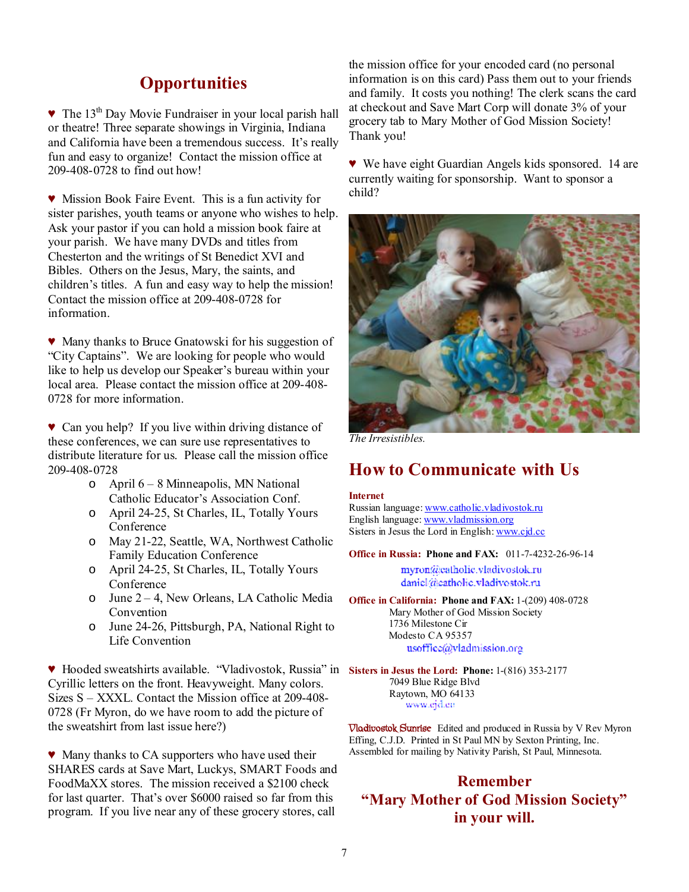## Opportunities

♥ The 13th Day Movie Fundraiser in your local parish hall or theatre! Three separate showings in Virginia, Indiana and California have been a tremendous success. It's really fun and easy to organize! Contact the mission office at 209-408-0728 to find out how!

♥ Mission Book Faire Event. This is a fun activity for sister parishes, youth teams or anyone who wishes to help. Ask your pastor if you can hold a mission book faire at your parish. We have many DVDs and titles from Chesterton and the writings of St Benedict XVI and Bibles. Others on the Jesus, Mary, the saints, and children's titles. A fun and easy way to help the mission! Contact the mission office at 209-408-0728 for information.

♥ Many thanks to Bruce Gnatowski for his suggestion of "City Captains". We are looking for people who would like to help us develop our Speaker's bureau within your local area. Please contact the mission office at 209-408-0728 for more information.

♥ Can you help? If you live within driving distance of these conferences, we can sure use representatives to distribute literature for us. Please call the mission office 209-408-0728

- April 6 – 8 Minneapolis, MN National Catholic Educator's Association Conf.
- April 24-25, St Charles, IL, Totally Yours Conference
- May 21-22, Seattle, WA, Northwest Catholic Family Education Conference
- April 24-25, St Charles, IL, Totally Yours Conference
- June 2 – 4, New Orleans, LA Catholic Media Convention
- June 24-26, Pittsburgh, PA, National Right to Life Convention

♥ Hooded sweatshirts available. "Vladivostok, Russia" in Cyrillic letters on the front. Heavyweight. Many colors. Sizes S – XXXL. Contact the Mission office at 209-408-0728 (Fr Myron, do we have room to add the picture of the sweatshirt from last issue here?)

♥ Many thanks to CA supporters who have used their SHARES cards at Save Mart, Luckys, SMART Foods and FoodMaXX stores. The mission received a $2100 check for last quarter. That's over $6000 raised so far from this program. If you live near any of these grocery stores, call the mission office for your encoded card (no personal information is on this card) Pass them out to your friends and family. It costs you nothing! The clerk scans the card at checkout and Save Mart Corp will donate 3% of your grocery tab to Mary Mother of God Mission Society! Thank you!

♥ We have eight Guardian Angels kids sponsored. 14 are currently waiting for sponsorship. Want to sponsor a child?

*The Irresistibles.*

## How to Communicate with Us

**Internet**
Russian language: www.catholic.vladivostok.ru
English language: www.vladmission.org
Sisters in Jesus the Lord in English: www.cjd.cc

**Office in Russia: Phone and FAX:** 011-7-4232-26-96-14
myron@catholic.vladivostok.ru
daniel@catholic.vladivostok.ru

**Office in California: Phone and FAX:** 1-(209) 408-0728
Mary Mother of God Mission Society
1736 Milestone Cir
Modesto CA 95357
usoffice@vladmission.org

**Sisters in Jesus the Lord: Phone:** 1-(816) 353-2177
7049 Blue Ridge Blvd
Raytown, MO 64133
www.cjd.cc

Vladivostok Sunrise Edited and produced in Russia by V Rev Myron Effing, C.J.D. Printed in St Paul MN by Sexton Printing, Inc. Assembled for mailing by Nativity Parish, St Paul, Minnesota.

**Remember "Mary Mother of God Mission Society" in your will.**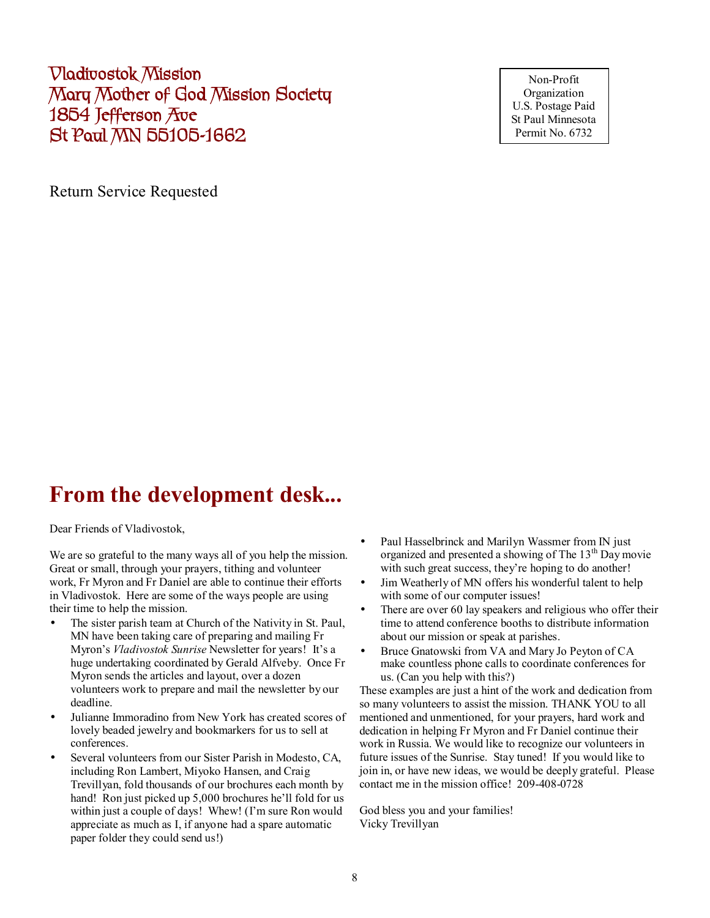Vladivostok Mission
Mary Mother of God Mission Society
1854 Jefferson Ave
St Paul MN 55105-1662

Non-Profit
Organization
U.S. Postage Paid
St Paul Minnesota
Permit No. 6732

Return Service Requested

# From the development desk...

Dear Friends of Vladivostok,

We are so grateful to the many ways all of you help the mission. Great or small, through your prayers, tithing and volunteer work, Fr Myron and Fr Daniel are able to continue their efforts in Vladivostok. Here are some of the ways people are using their time to help the mission.

- The sister parish team at Church of the Nativity in St. Paul, MN have been taking care of preparing and mailing Fr Myron's *Vladivostok Sunrise* Newsletter for years! It's a huge undertaking coordinated by Gerald Alfveby. Once Fr Myron sends the articles and layout, over a dozen volunteers work to prepare and mail the newsletter by our deadline.
- Julianne Immoradino from New York has created scores of lovely beaded jewelry and bookmarkers for us to sell at conferences.
- Several volunteers from our Sister Parish in Modesto, CA, including Ron Lambert, Miyoko Hansen, and Craig Trevillyan, fold thousands of our brochures each month by hand! Ron just picked up 5,000 brochures he'll fold for us within just a couple of days! Whew! (I'm sure Ron would appreciate as much as I, if anyone had a spare automatic paper folder they could send us!)
- Paul Hasselbrinck and Marilyn Wassmer from IN just organized and presented a showing of The 13th Day movie with such great success, they're hoping to do another!
- Jim Weatherly of MN offers his wonderful talent to help with some of our computer issues!
- There are over 60 lay speakers and religious who offer their time to attend conference booths to distribute information about our mission or speak at parishes.
- Bruce Gnatowski from VA and Mary Jo Peyton of CA make countless phone calls to coordinate conferences for us. (Can you help with this?)

These examples are just a hint of the work and dedication from so many volunteers to assist the mission. THANK YOU to all mentioned and unmentioned, for your prayers, hard work and dedication in helping Fr Myron and Fr Daniel continue their work in Russia. We would like to recognize our volunteers in future issues of the Sunrise. Stay tuned! If you would like to join in, or have new ideas, we would be deeply grateful. Please contact me in the mission office! 209-408-0728

God bless you and your families!
Vicky Trevillyan